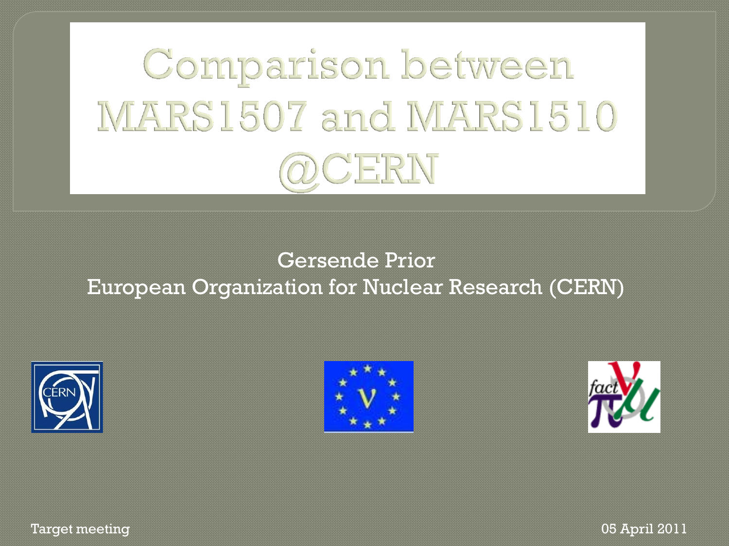# Comparison between MARS1507 and MARS1510 @CERN

Gersende Prior

European Organization for Nuclear Research (CERN)

Target meeting

05 April 2011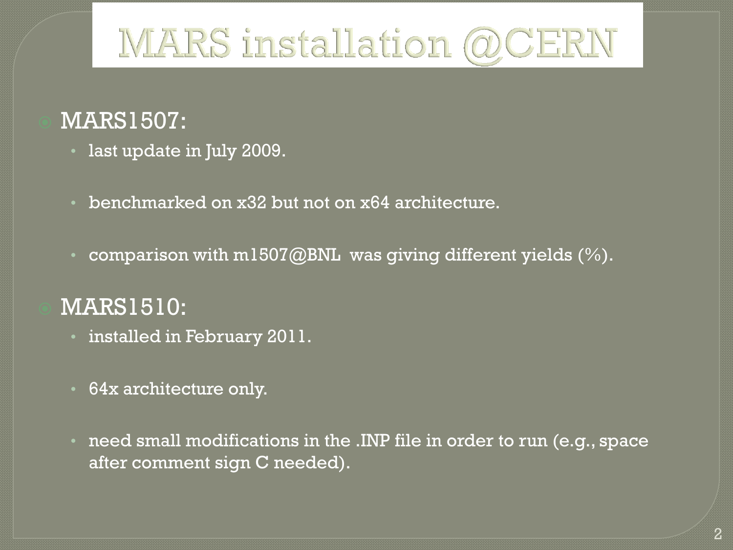# MARS installation @CERN

- MARS1507:
  - last update in July 2009.
  - benchmarked on x32 but not on x64 architecture.
  - comparison with m1507@BNL was giving different yields (%).
- MARS1510:
  - installed in February 2011.
  - 64x architecture only.
  - need small modifications in the .INP file in order to run (e.g., space after comment sign C needed).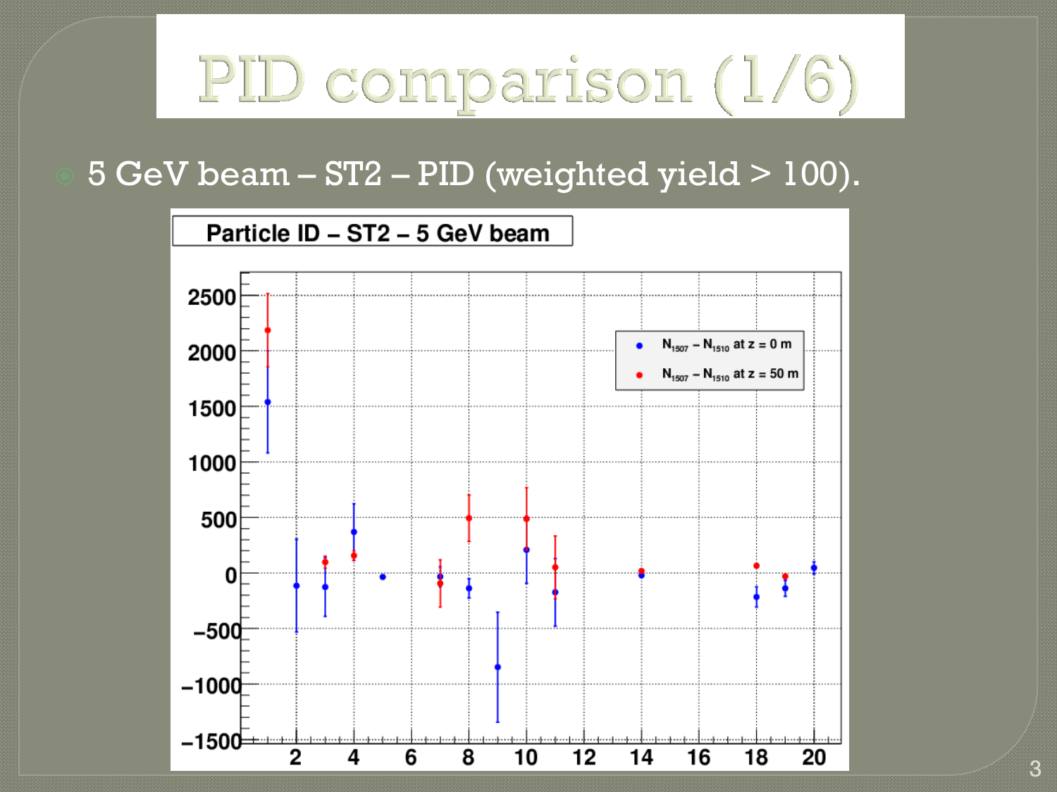# PID comparison (1/6)

- 5 GeV beam – ST2 – PID (weighted yield > 100).

Particle ID – ST2 – 5 GeV beam

$N_{1507} - N_{1510}$ at z = 0 m

$N_{1507} - N_{1510}$ at z = 50 m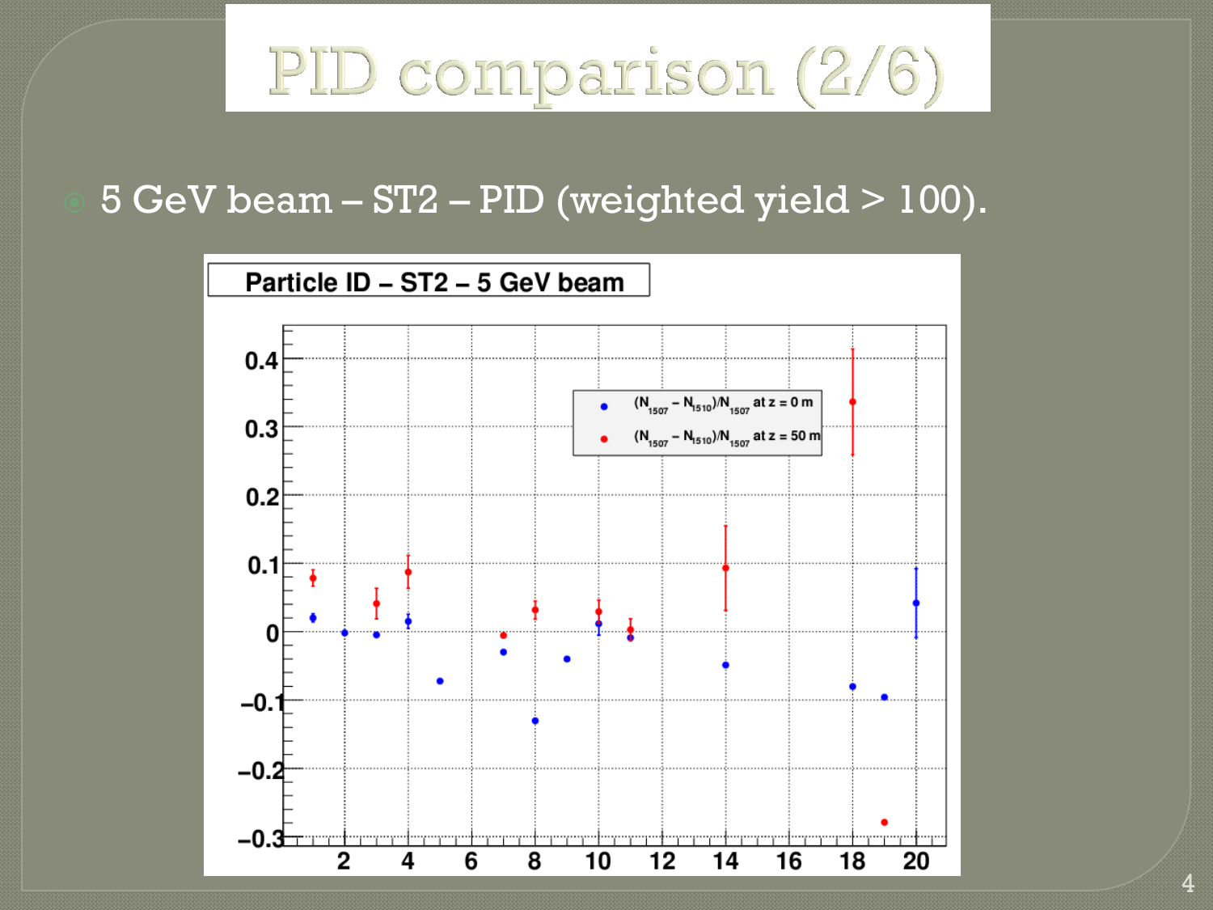# PID comparison (2/6)

- 5 GeV beam – ST2 – PID (weighted yield > 100).

**Particle ID – ST2 – 5 GeV beam**

- $(N_{1507} - N_{1510})/N_{1507}$ at z = 0 m
- $(N_{1507} - N_{1510})/N_{1507}$ at z = 50 m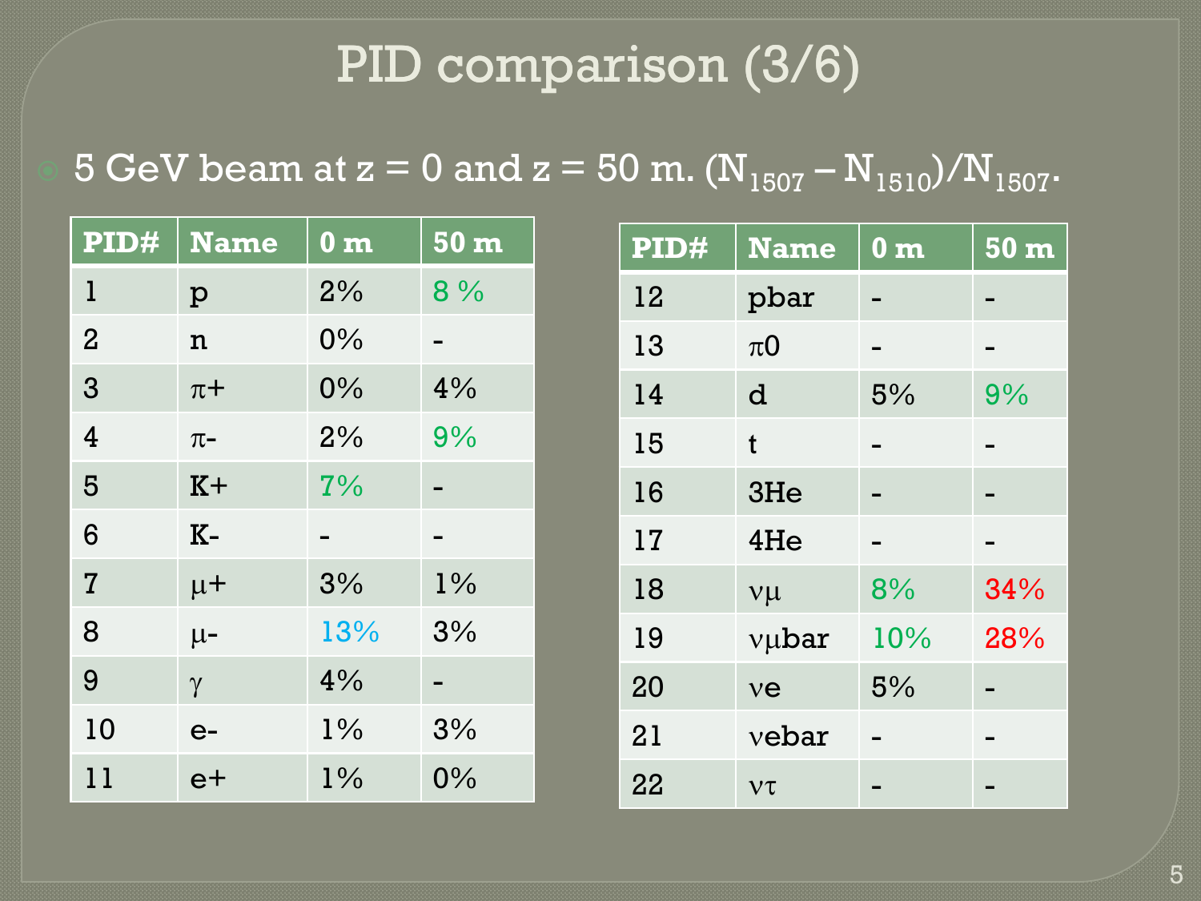# PID comparison (3/6)

- 5 GeV beam at z = 0 and z = 50 m. $(N_{1507} – N_{1510})/N_{1507}$.

| PID# | Name | 0 m | 50 m |
|---|---|---|---|
| 1 | p | 2% | 8 % |
| 2 | n | 0% | - |
| 3 | π+ | 0% | 4% |
| 4 | π- | 2% | 9% |
| 5 | K+ | 7% | - |
| 6 | K- | - | - |
| 7 | μ+ | 3% | 1% |
| 8 | μ- | 13% | 3% |
| 9 | γ | 4% | - |
| 10 | e- | 1% | 3% |
| 11 | e+ | 1% | 0% |

| PID# | Name | 0 m | 50 m |
|---|---|---|---|
| 12 | pbar | - | - |
| 13 | π0 | - | - |
| 14 | d | 5% | 9% |
| 15 | t | - | - |
| 16 | 3He | - | - |
| 17 | 4He | - | - |
| 18 | νμ | 8% | 34% |
| 19 | νμbar | 10% | 28% |
| 20 | νe | 5% | - |
| 21 | νebar | - | - |
| 22 | ντ | - | - |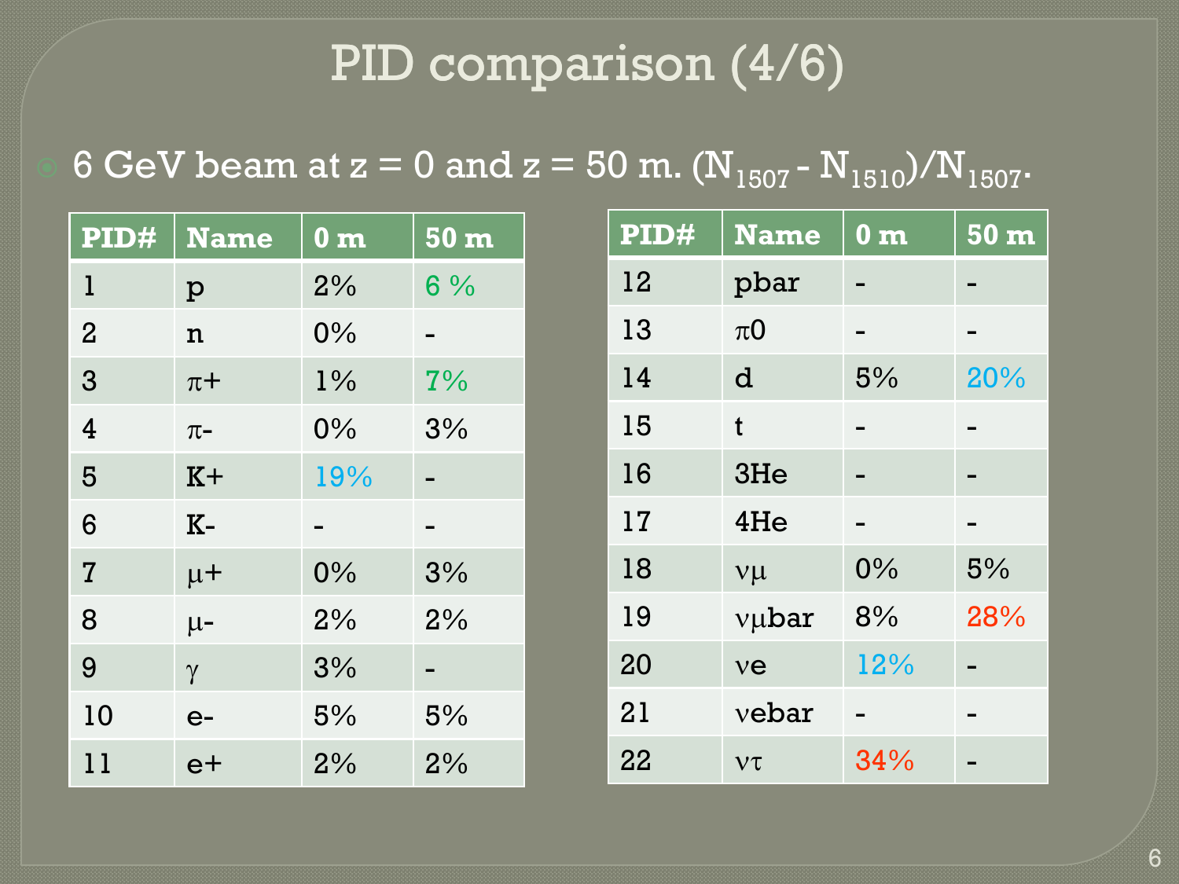# PID comparison (4/6)

- 6 GeV beam at z = 0 and z = 50 m. $(N_{1507} - N_{1510})/N_{1507}$.

| PID# | Name | 0 m | 50 m |
|---|---|---|---|
| 1 | p | 2% | 6 % |
| 2 | n | 0% | - |
| 3 | π+ | 1% | 7% |
| 4 | π- | 0% | 3% |
| 5 | K+ | 19% | - |
| 6 | K- | - | - |
| 7 | μ+ | 0% | 3% |
| 8 | μ- | 2% | 2% |
| 9 | γ | 3% | - |
| 10 | e- | 5% | 5% |
| 11 | e+ | 2% | 2% |

| PID# | Name | 0 m | 50 m |
|---|---|---|---|
| 12 | pbar | - | - |
| 13 | π0 | - | - |
| 14 | d | 5% | 20% |
| 15 | t | - | - |
| 16 | 3He | - | - |
| 17 | 4He | - | - |
| 18 | νμ | 0% | 5% |
| 19 | νμbar | 8% | 28% |
| 20 | νe | 12% | - |
| 21 | νebar | - | - |
| 22 | ντ | 34% | - |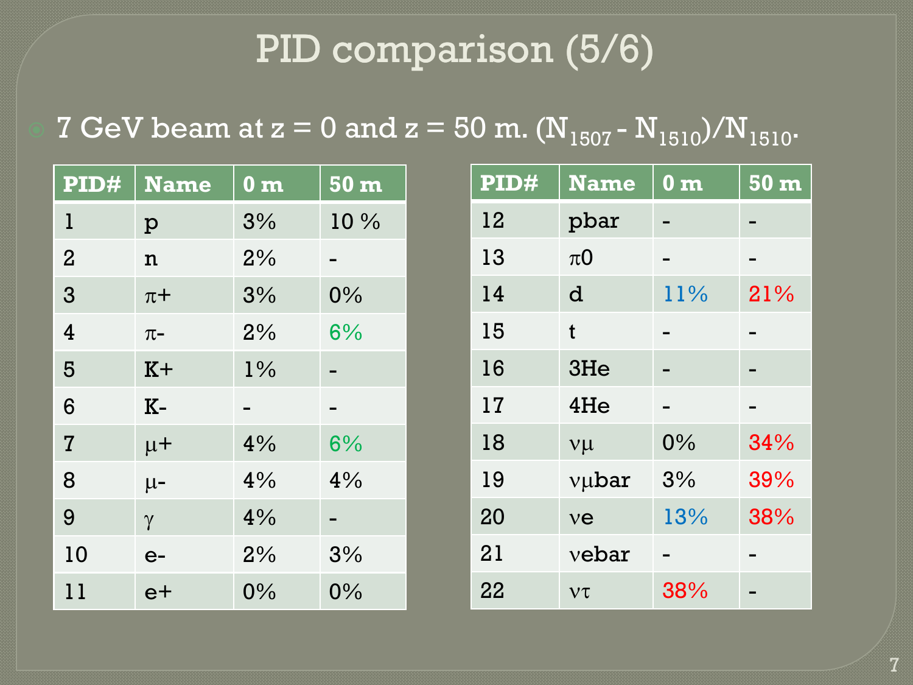# PID comparison (5/6)

- 7 GeV beam at z = 0 and z = 50 m. $(N_{1507} - N_{1510})/N_{1510}$.

| PID# | Name | 0 m | 50 m |
|---|---|---|---|
| 1 | p | 3% | 10 % |
| 2 | n | 2% | - |
| 3 | π+ | 3% | 0% |
| 4 | π- | 2% | 6% |
| 5 | K+ | 1% | - |
| 6 | K- | - | - |
| 7 | μ+ | 4% | 6% |
| 8 | μ- | 4% | 4% |
| 9 | γ | 4% | - |
| 10 | e- | 2% | 3% |
| 11 | e+ | 0% | 0% |

| PID# | Name | 0 m | 50 m |
|---|---|---|---|
| 12 | pbar | - | - |
| 13 | π0 | - | - |
| 14 | d | 11% | 21% |
| 15 | t | - | - |
| 16 | 3He | - | - |
| 17 | 4He | - | - |
| 18 | νμ | 0% | 34% |
| 19 | νμbar | 3% | 39% |
| 20 | νe | 13% | 38% |
| 21 | νebar | - | - |
| 22 | ντ | 38% | - |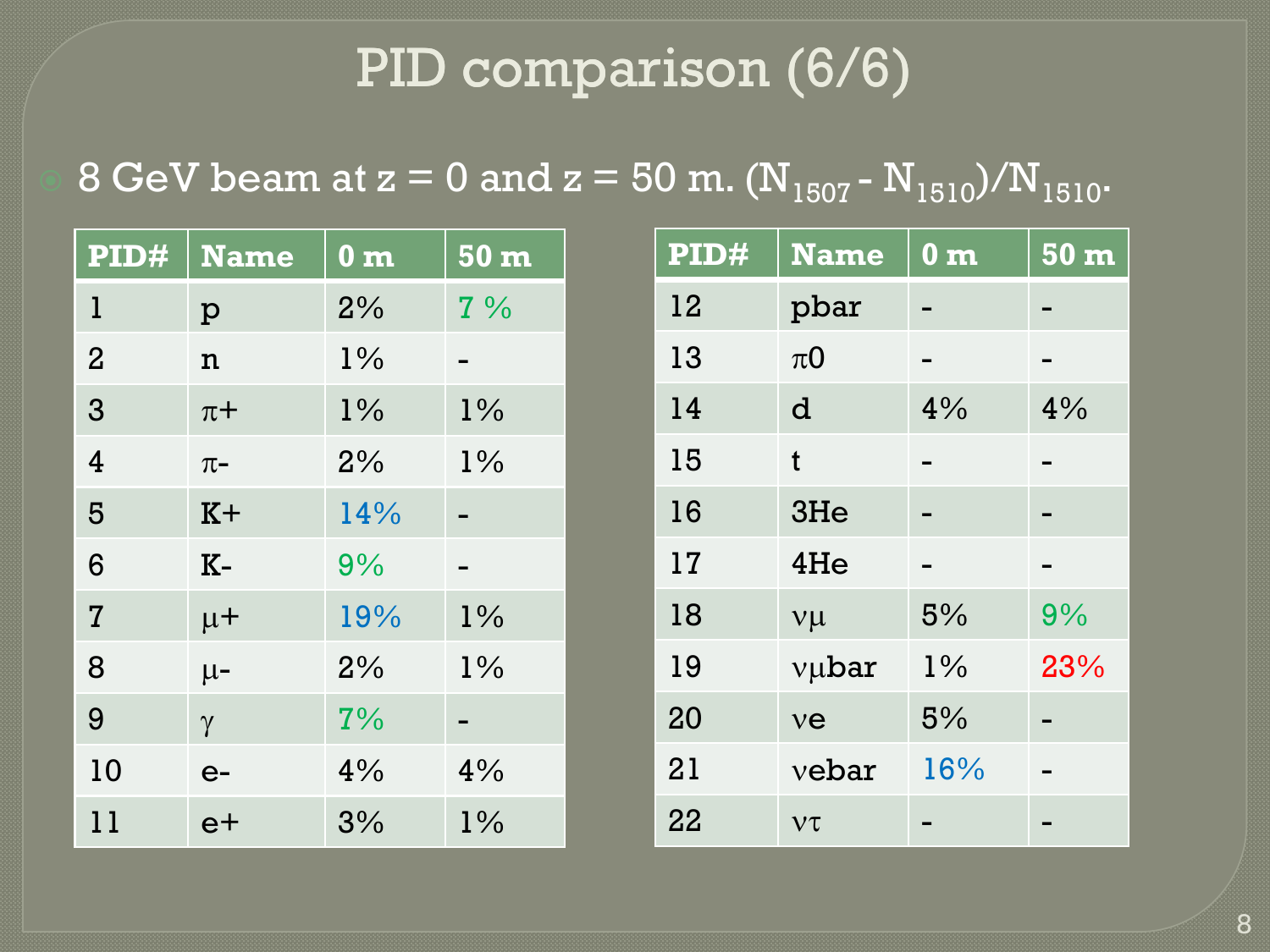# PID comparison (6/6)

- 8 GeV beam at z = 0 and z = 50 m. $(N_{1507} - N_{1510})/N_{1510}$.

| PID# | Name | 0 m | 50 m |
|---|---|---|---|
| 1 | p | 2% | 7 % |
| 2 | n | 1% | - |
| 3 | $\pi$+ | 1% | 1% |
| 4 | $\pi$- | 2% | 1% |
| 5 | K+ | 14% | - |
| 6 | K- | 9% | - |
| 7 | $\mu$+ | 19% | 1% |
| 8 | $\mu$- | 2% | 1% |
| 9 | $\gamma$ | 7% | - |
| 10 | e- | 4% | 4% |
| 11 | e+ | 3% | 1% |

| PID# | Name | 0 m | 50 m |
|---|---|---|---|
| 12 | pbar | - | - |
| 13 | $\pi$0 | - | - |
| 14 | d | 4% | 4% |
| 15 | t | - | - |
| 16 | 3He | - | - |
| 17 | 4He | - | - |
| 18 | $\nu\mu$ | 5% | 9% |
| 19 | $\nu\mu$bar | 1% | 23% |
| 20 | $\nu$e | 5% | - |
| 21 | $\nu$ebar | 16% | - |
| 22 | $\nu\tau$ | - | - |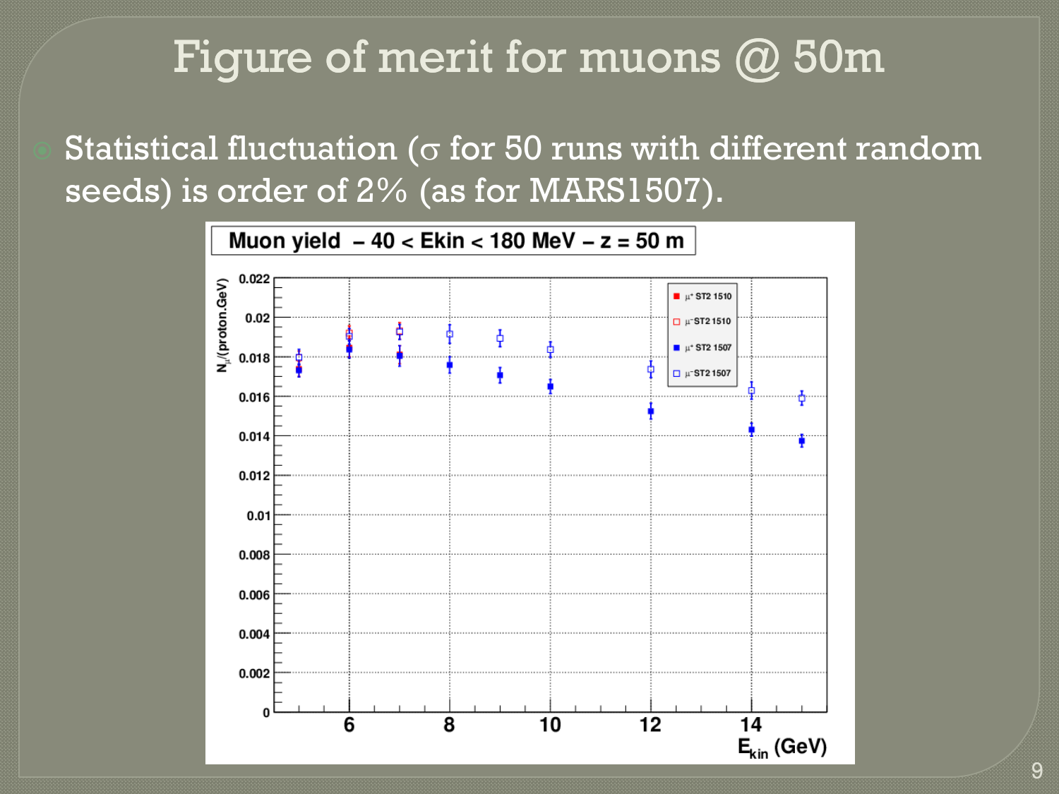# Figure of merit for muons @ 50m

- Statistical fluctuation ($\sigma$ for 50 runs with different random seeds) is order of 2% (as for MARS1507).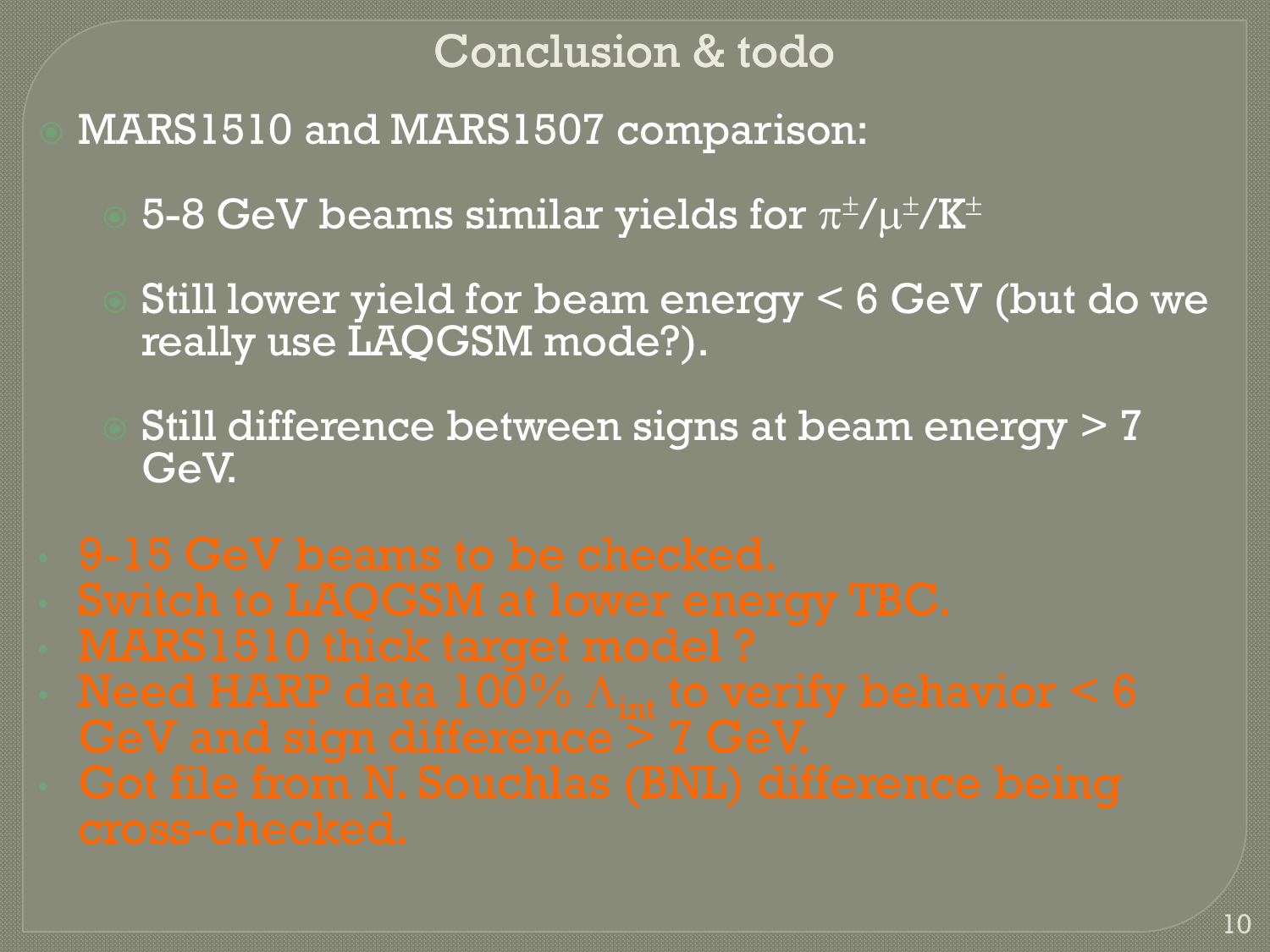# Conclusion & todo

- MARS1510 and MARS1507 comparison:
  - 5-8 GeV beams similar yields for $\pi^{\pm}/\mu^{\pm}/K^{\pm}$
  - Still lower yield for beam energy < 6 GeV (but do we really use LAQGSM mode?).
  - Still difference between signs at beam energy > 7 GeV.

- 9-15 GeV beams to be checked.
- Switch to LAQGSM at lower energy TBC.
- MARS1510 thick target model ?
- Need HARP data 100% $\Lambda_{int}$ to verify behavior < 6 GeV and sign difference > 7 GeV.
- Got file from N. Souchlas (BNL) difference being cross-checked.